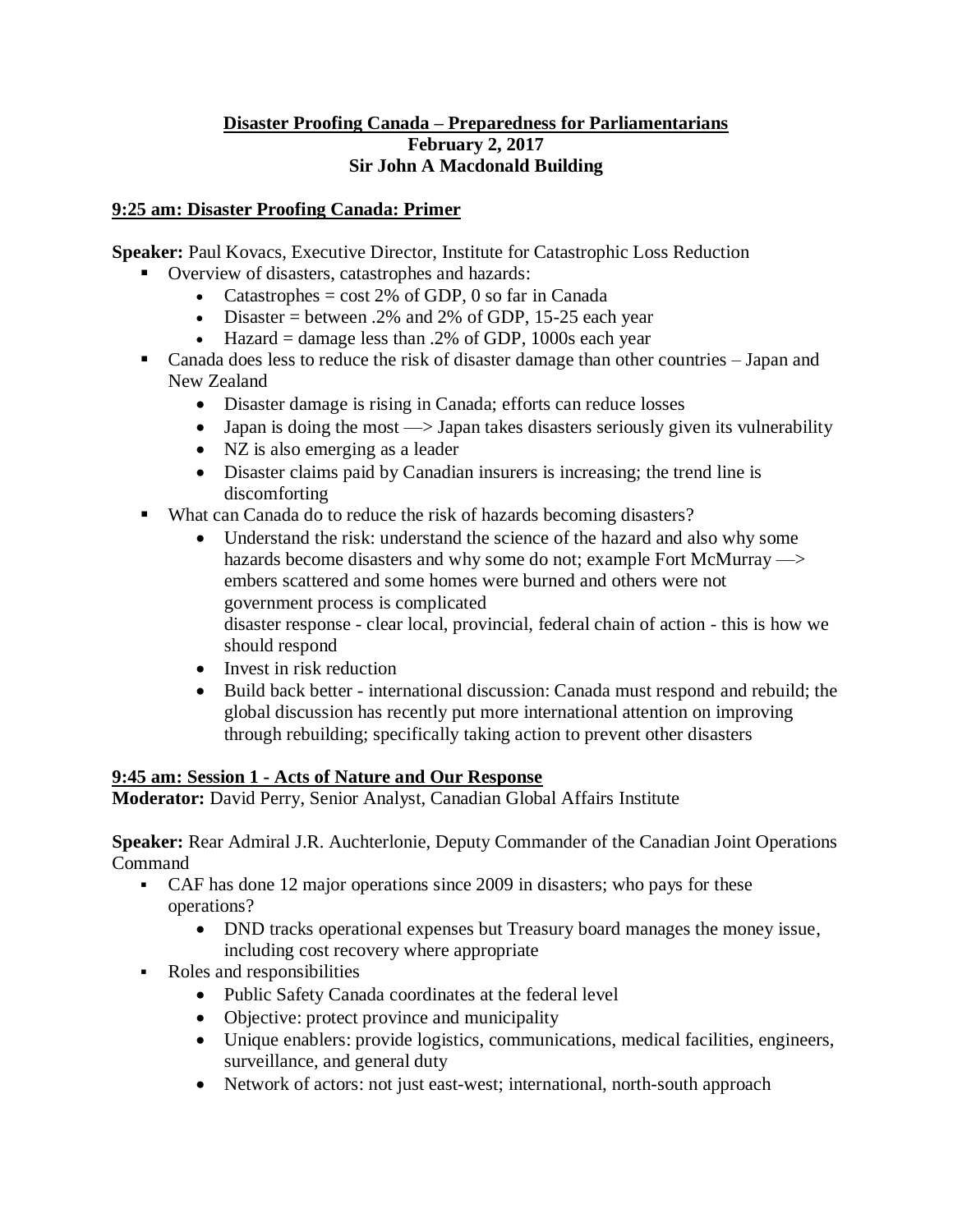**Disaster Proofing Canada – Preparedness for Parliamentarians**
**February 2, 2017**
**Sir John A Macdonald Building**

## 9:25 am: Disaster Proofing Canada: Primer

**Speaker:** Paul Kovacs, Executive Director, Institute for Catastrophic Loss Reduction

- Overview of disasters, catastrophes and hazards:
  - Catastrophes = cost 2% of GDP, 0 so far in Canada
  - Disaster = between .2% and 2% of GDP, 15-25 each year
  - Hazard = damage less than .2% of GDP, 1000s each year
- Canada does less to reduce the risk of disaster damage than other countries – Japan and New Zealand
  - Disaster damage is rising in Canada; efforts can reduce losses
  - Japan is doing the most —> Japan takes disasters seriously given its vulnerability
  - NZ is also emerging as a leader
  - Disaster claims paid by Canadian insurers is increasing; the trend line is discomforting
- What can Canada do to reduce the risk of hazards becoming disasters?
  - Understand the risk: understand the science of the hazard and also why some hazards become disasters and why some do not; example Fort McMurray —> embers scattered and some homes were burned and others were not government process is complicated disaster response - clear local, provincial, federal chain of action - this is how we should respond
  - Invest in risk reduction
  - Build back better - international discussion: Canada must respond and rebuild; the global discussion has recently put more international attention on improving through rebuilding; specifically taking action to prevent other disasters

## 9:45 am: Session 1 - Acts of Nature and Our Response

**Moderator:** David Perry, Senior Analyst, Canadian Global Affairs Institute

**Speaker:** Rear Admiral J.R. Auchterlonie, Deputy Commander of the Canadian Joint Operations Command

- CAF has done 12 major operations since 2009 in disasters; who pays for these operations?
  - DND tracks operational expenses but Treasury board manages the money issue, including cost recovery where appropriate
- Roles and responsibilities
  - Public Safety Canada coordinates at the federal level
  - Objective: protect province and municipality
  - Unique enablers: provide logistics, communications, medical facilities, engineers, surveillance, and general duty
  - Network of actors: not just east-west; international, north-south approach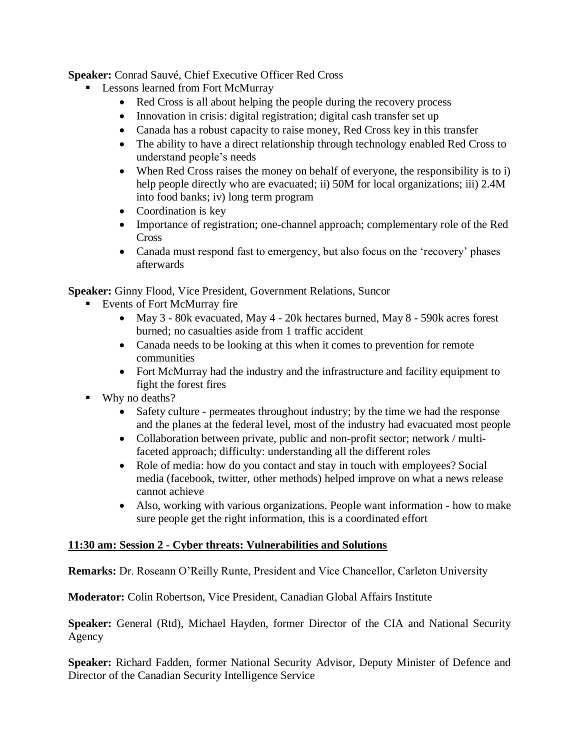**Speaker:** Conrad Sauvé, Chief Executive Officer Red Cross

- Lessons learned from Fort McMurray
  - Red Cross is all about helping the people during the recovery process
  - Innovation in crisis: digital registration; digital cash transfer set up
  - Canada has a robust capacity to raise money, Red Cross key in this transfer
  - The ability to have a direct relationship through technology enabled Red Cross to understand people's needs
  - When Red Cross raises the money on behalf of everyone, the responsibility is to i) help people directly who are evacuated; ii) 50M for local organizations; iii) 2.4M into food banks; iv) long term program
  - Coordination is key
  - Importance of registration; one-channel approach; complementary role of the Red Cross
  - Canada must respond fast to emergency, but also focus on the 'recovery' phases afterwards

**Speaker:** Ginny Flood, Vice President, Government Relations, Suncor

- Events of Fort McMurray fire
  - May 3 - 80k evacuated, May 4 - 20k hectares burned, May 8 - 590k acres forest burned; no casualties aside from 1 traffic accident
  - Canada needs to be looking at this when it comes to prevention for remote communities
  - Fort McMurray had the industry and the infrastructure and facility equipment to fight the forest fires
- Why no deaths?
  - Safety culture - permeates throughout industry; by the time we had the response and the planes at the federal level, most of the industry had evacuated most people
  - Collaboration between private, public and non-profit sector; network / multi-faceted approach; difficulty: understanding all the different roles
  - Role of media: how do you contact and stay in touch with employees? Social media (facebook, twitter, other methods) helped improve on what a news release cannot achieve
  - Also, working with various organizations. People want information - how to make sure people get the right information, this is a coordinated effort

## 11:30 am: Session 2 - Cyber threats: Vulnerabilities and Solutions

**Remarks:** Dr. Roseann O'Reilly Runte, President and Vice Chancellor, Carleton University

**Moderator:** Colin Robertson, Vice President, Canadian Global Affairs Institute

**Speaker:** General (Rtd), Michael Hayden, former Director of the CIA and National Security Agency

**Speaker:** Richard Fadden, former National Security Advisor, Deputy Minister of Defence and Director of the Canadian Security Intelligence Service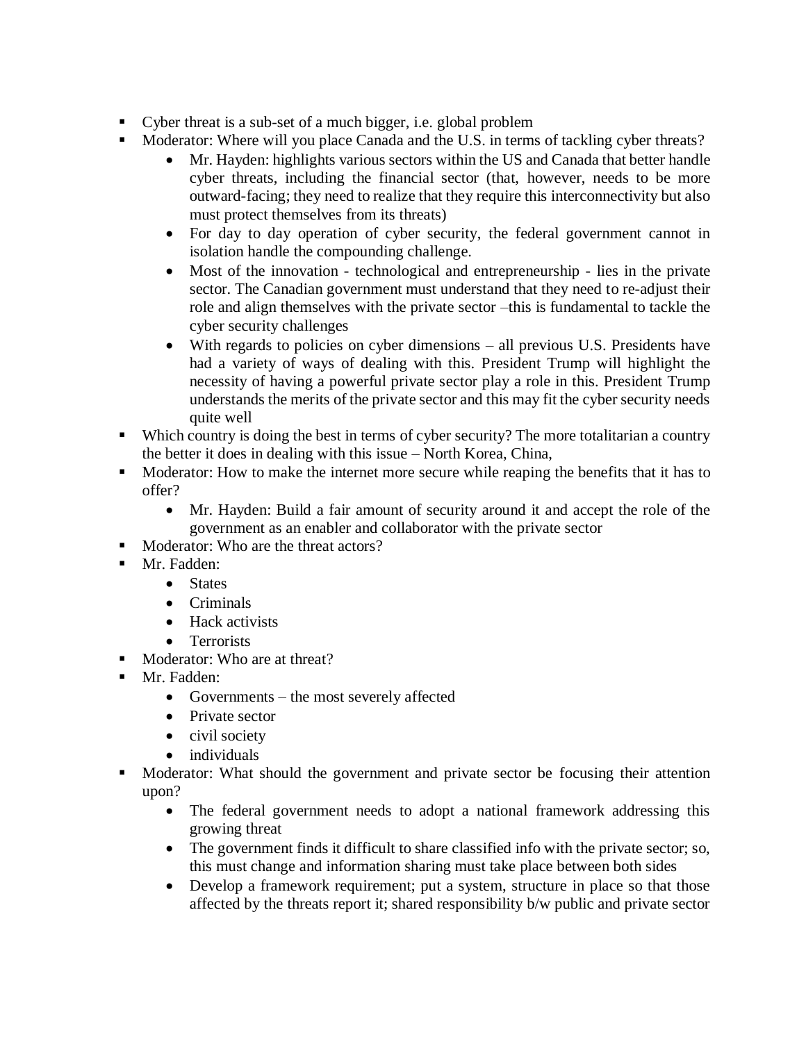- Cyber threat is a sub-set of a much bigger, i.e. global problem
- Moderator: Where will you place Canada and the U.S. in terms of tackling cyber threats?
    - Mr. Hayden: highlights various sectors within the US and Canada that better handle cyber threats, including the financial sector (that, however, needs to be more outward-facing; they need to realize that they require this interconnectivity but also must protect themselves from its threats)
    - For day to day operation of cyber security, the federal government cannot in isolation handle the compounding challenge.
    - Most of the innovation - technological and entrepreneurship - lies in the private sector. The Canadian government must understand that they need to re-adjust their role and align themselves with the private sector –this is fundamental to tackle the cyber security challenges
    - With regards to policies on cyber dimensions – all previous U.S. Presidents have had a variety of ways of dealing with this. President Trump will highlight the necessity of having a powerful private sector play a role in this. President Trump understands the merits of the private sector and this may fit the cyber security needs quite well
- Which country is doing the best in terms of cyber security? The more totalitarian a country the better it does in dealing with this issue – North Korea, China,
- Moderator: How to make the internet more secure while reaping the benefits that it has to offer?
    - Mr. Hayden: Build a fair amount of security around it and accept the role of the government as an enabler and collaborator with the private sector
- Moderator: Who are the threat actors?
- Mr. Fadden:
    - States
    - Criminals
    - Hack activists
    - Terrorists
- Moderator: Who are at threat?
- Mr. Fadden:
    - Governments – the most severely affected
    - Private sector
    - civil society
    - individuals
- Moderator: What should the government and private sector be focusing their attention upon?
    - The federal government needs to adopt a national framework addressing this growing threat
    - The government finds it difficult to share classified info with the private sector; so, this must change and information sharing must take place between both sides
    - Develop a framework requirement; put a system, structure in place so that those affected by the threats report it; shared responsibility b/w public and private sector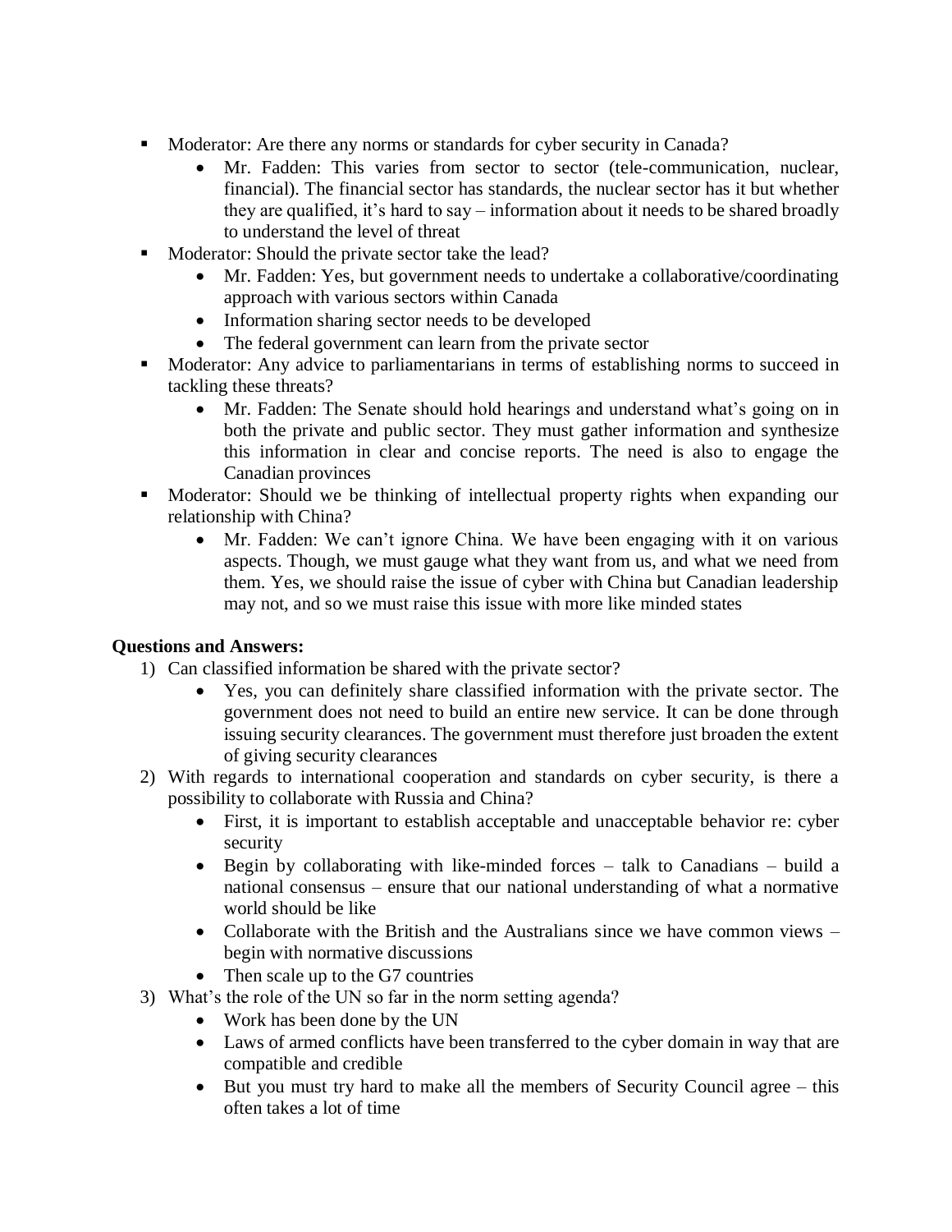- Moderator: Are there any norms or standards for cyber security in Canada?
  - Mr. Fadden: This varies from sector to sector (tele-communication, nuclear, financial). The financial sector has standards, the nuclear sector has it but whether they are qualified, it's hard to say – information about it needs to be shared broadly to understand the level of threat
- Moderator: Should the private sector take the lead?
  - Mr. Fadden: Yes, but government needs to undertake a collaborative/coordinating approach with various sectors within Canada
  - Information sharing sector needs to be developed
  - The federal government can learn from the private sector
- Moderator: Any advice to parliamentarians in terms of establishing norms to succeed in tackling these threats?
  - Mr. Fadden: The Senate should hold hearings and understand what's going on in both the private and public sector. They must gather information and synthesize this information in clear and concise reports. The need is also to engage the Canadian provinces
- Moderator: Should we be thinking of intellectual property rights when expanding our relationship with China?
  - Mr. Fadden: We can't ignore China. We have been engaging with it on various aspects. Though, we must gauge what they want from us, and what we need from them. Yes, we should raise the issue of cyber with China but Canadian leadership may not, and so we must raise this issue with more like minded states

**Questions and Answers:**

1) Can classified information be shared with the private sector?
   - Yes, you can definitely share classified information with the private sector. The government does not need to build an entire new service. It can be done through issuing security clearances. The government must therefore just broaden the extent of giving security clearances
2) With regards to international cooperation and standards on cyber security, is there a possibility to collaborate with Russia and China?
   - First, it is important to establish acceptable and unacceptable behavior re: cyber security
   - Begin by collaborating with like-minded forces – talk to Canadians – build a national consensus – ensure that our national understanding of what a normative world should be like
   - Collaborate with the British and the Australians since we have common views – begin with normative discussions
   - Then scale up to the G7 countries
3) What's the role of the UN so far in the norm setting agenda?
   - Work has been done by the UN
   - Laws of armed conflicts have been transferred to the cyber domain in way that are compatible and credible
   - But you must try hard to make all the members of Security Council agree – this often takes a lot of time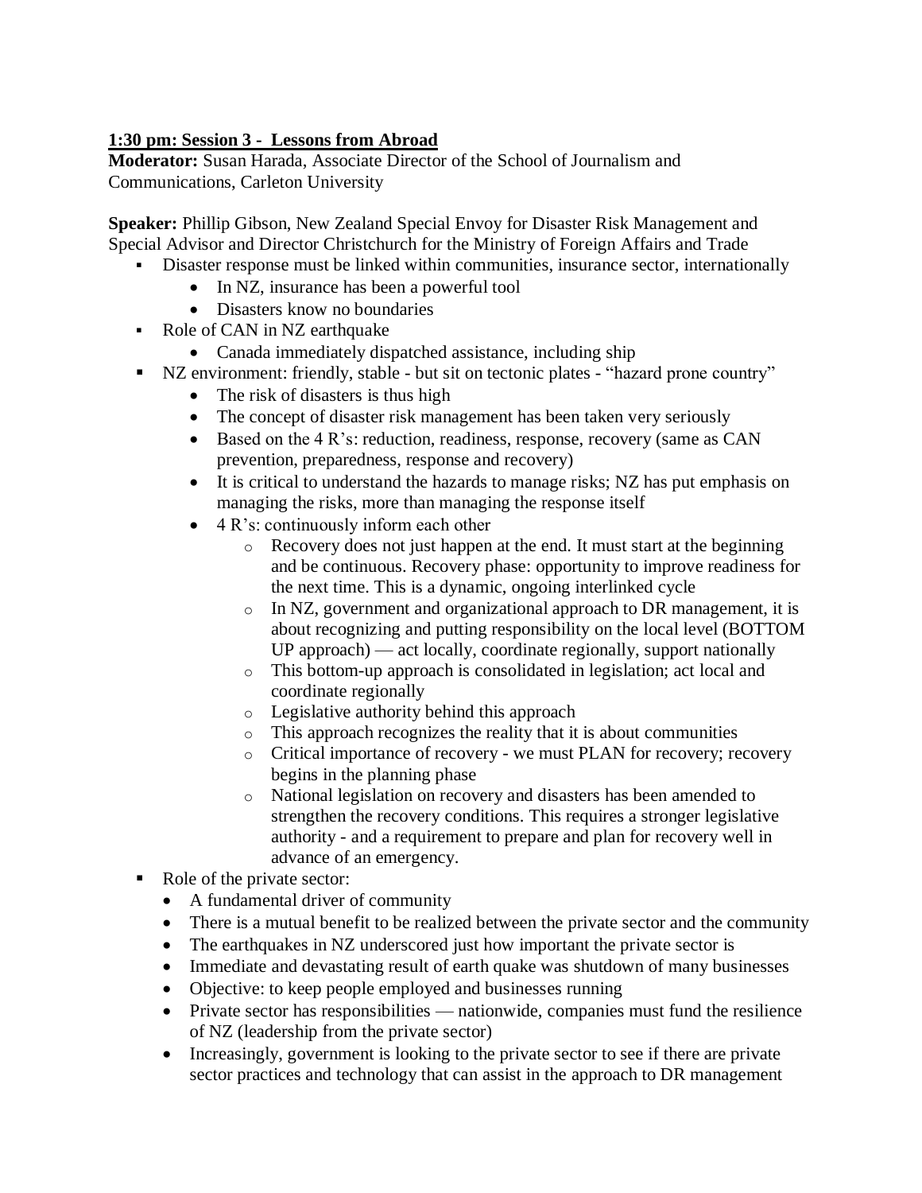**1:30 pm: Session 3 - Lessons from Abroad**

**Moderator:** Susan Harada, Associate Director of the School of Journalism and Communications, Carleton University

**Speaker:** Phillip Gibson, New Zealand Special Envoy for Disaster Risk Management and Special Advisor and Director Christchurch for the Ministry of Foreign Affairs and Trade

- Disaster response must be linked within communities, insurance sector, internationally
  - In NZ, insurance has been a powerful tool
  - Disasters know no boundaries
- Role of CAN in NZ earthquake
  - Canada immediately dispatched assistance, including ship
- NZ environment: friendly, stable - but sit on tectonic plates - "hazard prone country"
  - The risk of disasters is thus high
  - The concept of disaster risk management has been taken very seriously
  - Based on the 4 R's: reduction, readiness, response, recovery (same as CAN prevention, preparedness, response and recovery)
  - It is critical to understand the hazards to manage risks; NZ has put emphasis on managing the risks, more than managing the response itself
  - 4 R's: continuously inform each other
    - Recovery does not just happen at the end. It must start at the beginning and be continuous. Recovery phase: opportunity to improve readiness for the next time. This is a dynamic, ongoing interlinked cycle
    - In NZ, government and organizational approach to DR management, it is about recognizing and putting responsibility on the local level (BOTTOM UP approach) — act locally, coordinate regionally, support nationally
    - This bottom-up approach is consolidated in legislation; act local and coordinate regionally
    - Legislative authority behind this approach
    - This approach recognizes the reality that it is about communities
    - Critical importance of recovery - we must PLAN for recovery; recovery begins in the planning phase
    - National legislation on recovery and disasters has been amended to strengthen the recovery conditions. This requires a stronger legislative authority - and a requirement to prepare and plan for recovery well in advance of an emergency.
- Role of the private sector:
  - A fundamental driver of community
  - There is a mutual benefit to be realized between the private sector and the community
  - The earthquakes in NZ underscored just how important the private sector is
  - Immediate and devastating result of earth quake was shutdown of many businesses
  - Objective: to keep people employed and businesses running
  - Private sector has responsibilities — nationwide, companies must fund the resilience of NZ (leadership from the private sector)
  - Increasingly, government is looking to the private sector to see if there are private sector practices and technology that can assist in the approach to DR management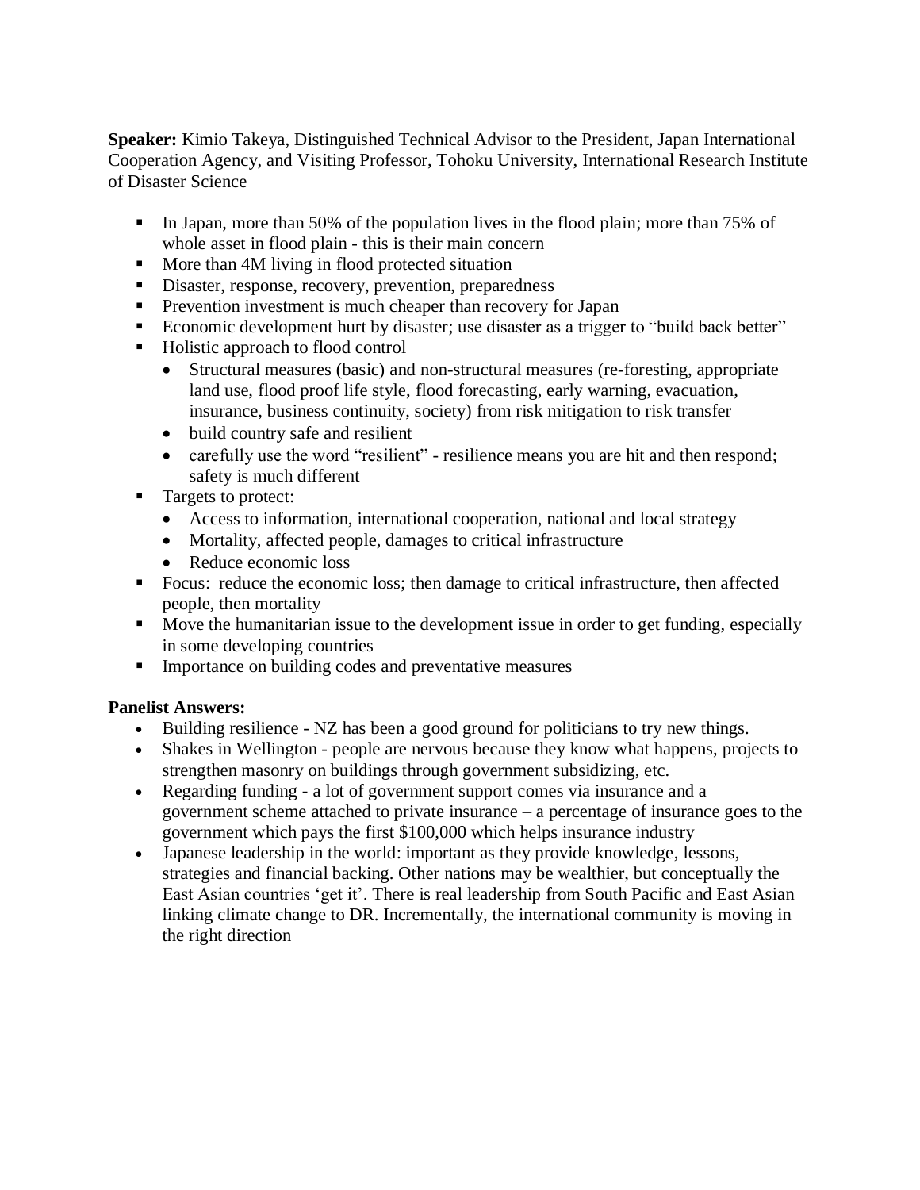**Speaker:** Kimio Takeya, Distinguished Technical Advisor to the President, Japan International Cooperation Agency, and Visiting Professor, Tohoku University, International Research Institute of Disaster Science

- In Japan, more than 50% of the population lives in the flood plain; more than 75% of whole asset in flood plain - this is their main concern
- More than 4M living in flood protected situation
- Disaster, response, recovery, prevention, preparedness
- Prevention investment is much cheaper than recovery for Japan
- Economic development hurt by disaster; use disaster as a trigger to "build back better"
- Holistic approach to flood control
  - Structural measures (basic) and non-structural measures (re-foresting, appropriate land use, flood proof life style, flood forecasting, early warning, evacuation, insurance, business continuity, society) from risk mitigation to risk transfer
  - build country safe and resilient
  - carefully use the word "resilient" - resilience means you are hit and then respond; safety is much different
- Targets to protect:
  - Access to information, international cooperation, national and local strategy
  - Mortality, affected people, damages to critical infrastructure
  - Reduce economic loss
- Focus: reduce the economic loss; then damage to critical infrastructure, then affected people, then mortality
- Move the humanitarian issue to the development issue in order to get funding, especially in some developing countries
- Importance on building codes and preventative measures

**Panelist Answers:**

- Building resilience - NZ has been a good ground for politicians to try new things.
- Shakes in Wellington - people are nervous because they know what happens, projects to strengthen masonry on buildings through government subsidizing, etc.
- Regarding funding - a lot of government support comes via insurance and a government scheme attached to private insurance – a percentage of insurance goes to the government which pays the first $100,000 which helps insurance industry
- Japanese leadership in the world: important as they provide knowledge, lessons, strategies and financial backing. Other nations may be wealthier, but conceptually the East Asian countries 'get it'. There is real leadership from South Pacific and East Asian linking climate change to DR. Incrementally, the international community is moving in the right direction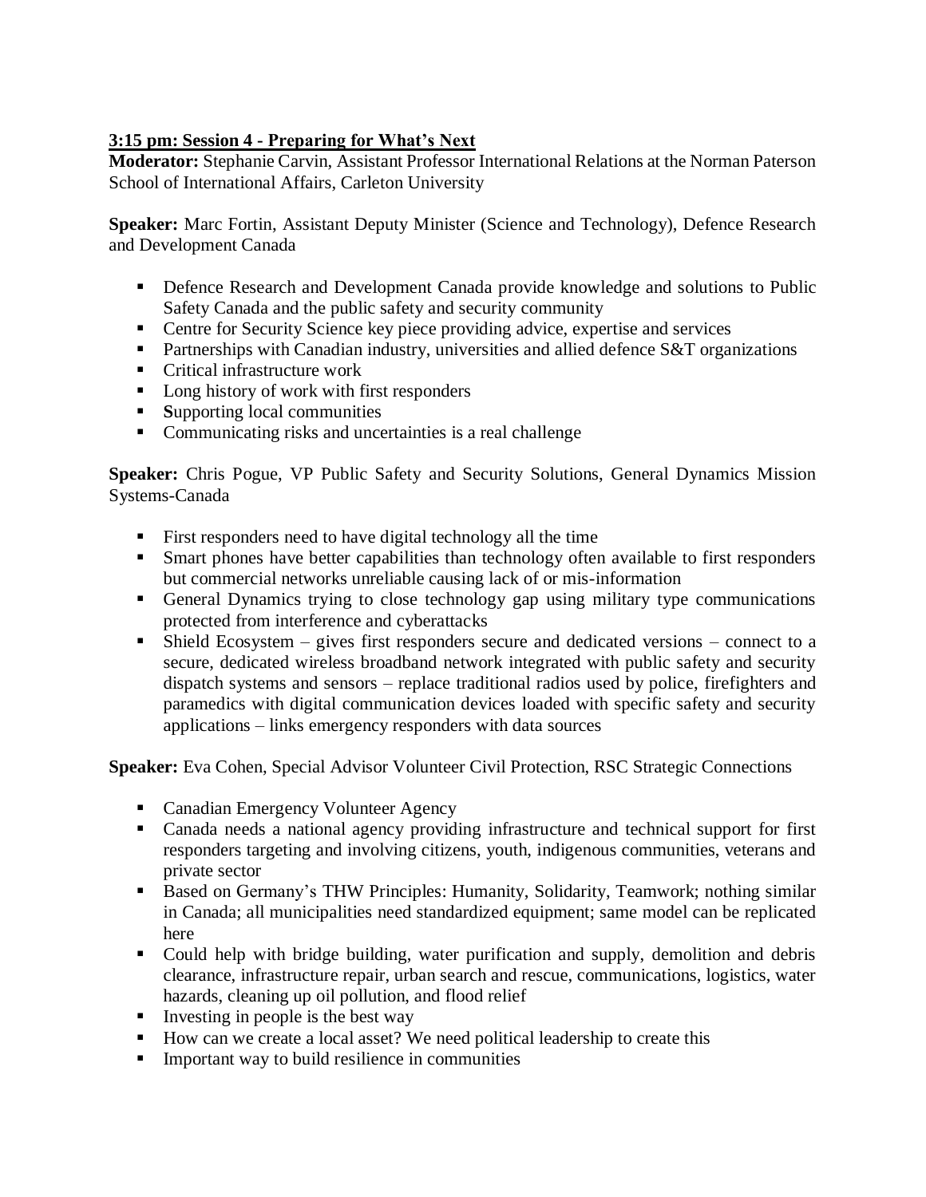**3:15 pm: Session 4 - Preparing for What's Next**

**Moderator:** Stephanie Carvin, Assistant Professor International Relations at the Norman Paterson School of International Affairs, Carleton University

**Speaker:** Marc Fortin, Assistant Deputy Minister (Science and Technology), Defence Research and Development Canada

- Defence Research and Development Canada provide knowledge and solutions to Public Safety Canada and the public safety and security community
- Centre for Security Science key piece providing advice, expertise and services
- Partnerships with Canadian industry, universities and allied defence S&T organizations
- Critical infrastructure work
- Long history of work with first responders
- **S**upporting local communities
- Communicating risks and uncertainties is a real challenge

**Speaker:** Chris Pogue, VP Public Safety and Security Solutions, General Dynamics Mission Systems-Canada

- First responders need to have digital technology all the time
- Smart phones have better capabilities than technology often available to first responders but commercial networks unreliable causing lack of or mis-information
- General Dynamics trying to close technology gap using military type communications protected from interference and cyberattacks
- Shield Ecosystem – gives first responders secure and dedicated versions – connect to a secure, dedicated wireless broadband network integrated with public safety and security dispatch systems and sensors – replace traditional radios used by police, firefighters and paramedics with digital communication devices loaded with specific safety and security applications – links emergency responders with data sources

**Speaker:** Eva Cohen, Special Advisor Volunteer Civil Protection, RSC Strategic Connections

- Canadian Emergency Volunteer Agency
- Canada needs a national agency providing infrastructure and technical support for first responders targeting and involving citizens, youth, indigenous communities, veterans and private sector
- Based on Germany's THW Principles: Humanity, Solidarity, Teamwork; nothing similar in Canada; all municipalities need standardized equipment; same model can be replicated here
- Could help with bridge building, water purification and supply, demolition and debris clearance, infrastructure repair, urban search and rescue, communications, logistics, water hazards, cleaning up oil pollution, and flood relief
- Investing in people is the best way
- How can we create a local asset? We need political leadership to create this
- Important way to build resilience in communities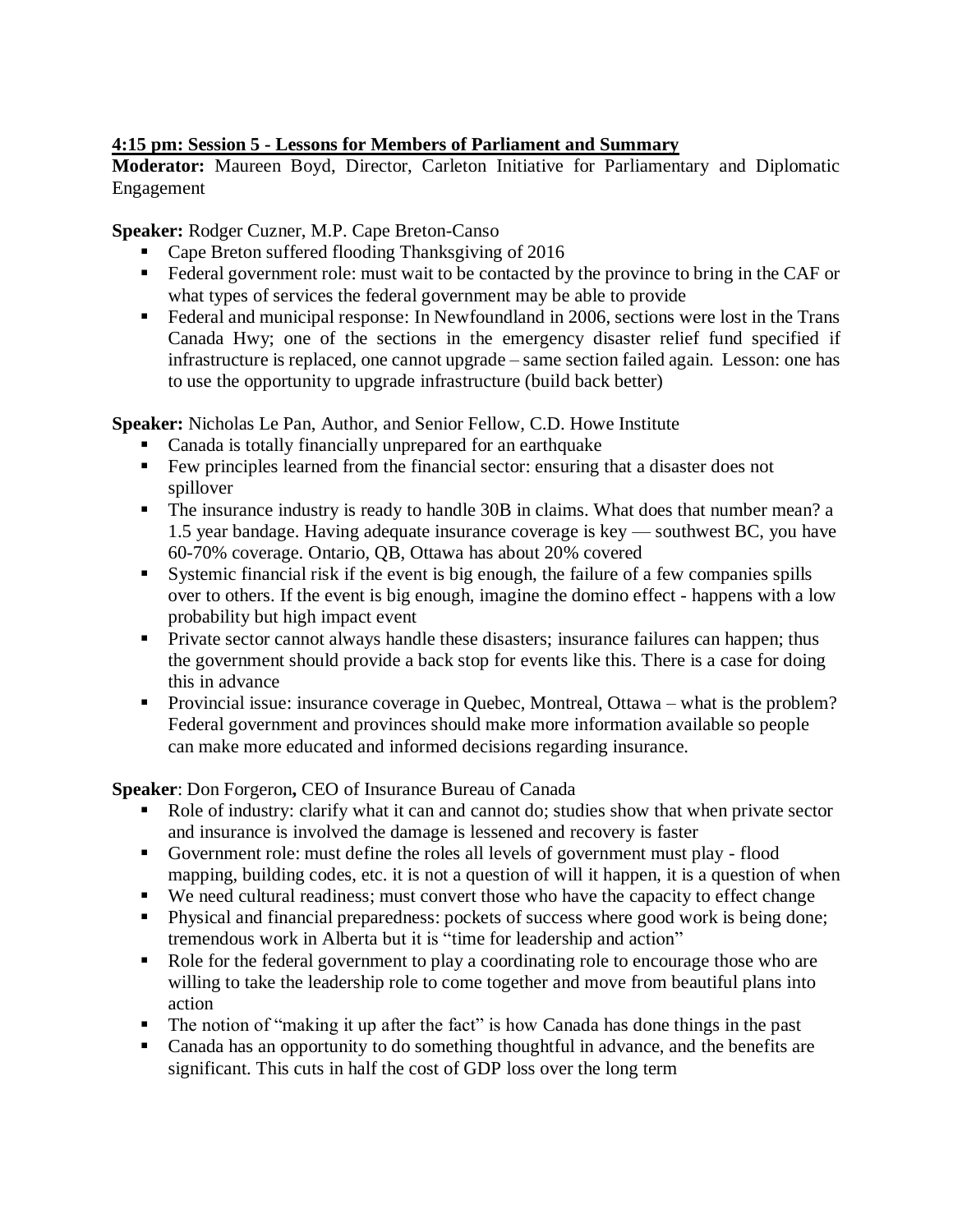**4:15 pm: Session 5 - Lessons for Members of Parliament and Summary**

**Moderator:** Maureen Boyd, Director, Carleton Initiative for Parliamentary and Diplomatic Engagement

**Speaker:** Rodger Cuzner, M.P. Cape Breton-Canso

- Cape Breton suffered flooding Thanksgiving of 2016
- Federal government role: must wait to be contacted by the province to bring in the CAF or what types of services the federal government may be able to provide
- Federal and municipal response: In Newfoundland in 2006, sections were lost in the Trans Canada Hwy; one of the sections in the emergency disaster relief fund specified if infrastructure is replaced, one cannot upgrade – same section failed again. Lesson: one has to use the opportunity to upgrade infrastructure (build back better)

**Speaker:** Nicholas Le Pan, Author, and Senior Fellow, C.D. Howe Institute

- Canada is totally financially unprepared for an earthquake
- Few principles learned from the financial sector: ensuring that a disaster does not spillover
- The insurance industry is ready to handle 30B in claims. What does that number mean? a 1.5 year bandage. Having adequate insurance coverage is key — southwest BC, you have 60-70% coverage. Ontario, QB, Ottawa has about 20% covered
- Systemic financial risk if the event is big enough, the failure of a few companies spills over to others. If the event is big enough, imagine the domino effect - happens with a low probability but high impact event
- Private sector cannot always handle these disasters; insurance failures can happen; thus the government should provide a back stop for events like this. There is a case for doing this in advance
- Provincial issue: insurance coverage in Quebec, Montreal, Ottawa – what is the problem? Federal government and provinces should make more information available so people can make more educated and informed decisions regarding insurance.

**Speaker**: Don Forgeron**,** CEO of Insurance Bureau of Canada

- Role of industry: clarify what it can and cannot do; studies show that when private sector and insurance is involved the damage is lessened and recovery is faster
- Government role: must define the roles all levels of government must play - flood mapping, building codes, etc. it is not a question of will it happen, it is a question of when
- We need cultural readiness; must convert those who have the capacity to effect change
- Physical and financial preparedness: pockets of success where good work is being done; tremendous work in Alberta but it is "time for leadership and action"
- Role for the federal government to play a coordinating role to encourage those who are willing to take the leadership role to come together and move from beautiful plans into action
- The notion of "making it up after the fact" is how Canada has done things in the past
- Canada has an opportunity to do something thoughtful in advance, and the benefits are significant. This cuts in half the cost of GDP loss over the long term